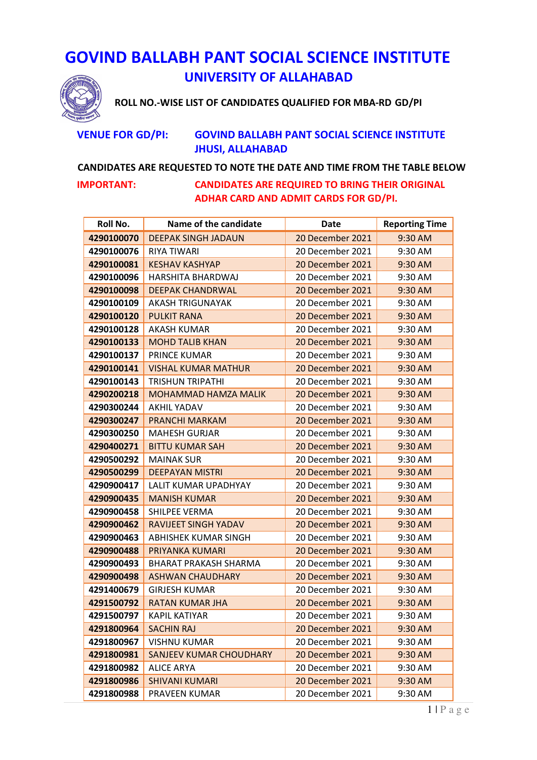# GOVIND BALLABH PANT SOCIAL SCIENCE INSTITUTE

## UNIVERSITY OF ALLAHABAD

### ROLL NO.-WISE LIST OF CANDIDATES QUALIFIED FOR MBA-RD GD/PI

**VENUE FOR GD/PI:** **GOVIND BALLABH PANT SOCIAL SCIENCE INSTITUTE JHUSI, ALLAHABAD**

**CANDIDATES ARE REQUESTED TO NOTE THE DATE AND TIME FROM THE TABLE BELOW**

**IMPORTANT:** **CANDIDATES ARE REQUIRED TO BRING THEIR ORIGINAL ADHAR CARD AND ADMIT CARDS FOR GD/PI.**

| Roll No. | Name of the candidate | Date | Reporting Time |
|---|---|---|---|
| **4290100070** | DEEPAK SINGH JADAUN | 20 December 2021 | 9:30 AM |
| **4290100076** | RIYA TIWARI | 20 December 2021 | 9:30 AM |
| **4290100081** | KESHAV KASHYAP | 20 December 2021 | 9:30 AM |
| **4290100096** | HARSHITA BHARDWAJ | 20 December 2021 | 9:30 AM |
| **4290100098** | DEEPAK CHANDRWAL | 20 December 2021 | 9:30 AM |
| **4290100109** | AKASH TRIGUNAYAK | 20 December 2021 | 9:30 AM |
| **4290100120** | PULKIT RANA | 20 December 2021 | 9:30 AM |
| **4290100128** | AKASH KUMAR | 20 December 2021 | 9:30 AM |
| **4290100133** | MOHD TALIB KHAN | 20 December 2021 | 9:30 AM |
| **4290100137** | PRINCE KUMAR | 20 December 2021 | 9:30 AM |
| **4290100141** | VISHAL KUMAR MATHUR | 20 December 2021 | 9:30 AM |
| **4290100143** | TRISHUN TRIPATHI | 20 December 2021 | 9:30 AM |
| **4290200218** | MOHAMMAD HAMZA MALIK | 20 December 2021 | 9:30 AM |
| **4290300244** | AKHIL YADAV | 20 December 2021 | 9:30 AM |
| **4290300247** | PRANCHI MARKAM | 20 December 2021 | 9:30 AM |
| **4290300250** | MAHESH GURJAR | 20 December 2021 | 9:30 AM |
| **4290400271** | BITTU KUMAR SAH | 20 December 2021 | 9:30 AM |
| **4290500292** | MAINAK SUR | 20 December 2021 | 9:30 AM |
| **4290500299** | DEEPAYAN MISTRI | 20 December 2021 | 9:30 AM |
| **4290900417** | LALIT KUMAR UPADHYAY | 20 December 2021 | 9:30 AM |
| **4290900435** | MANISH KUMAR | 20 December 2021 | 9:30 AM |
| **4290900458** | SHILPEE VERMA | 20 December 2021 | 9:30 AM |
| **4290900462** | RAVIJEET SINGH YADAV | 20 December 2021 | 9:30 AM |
| **4290900463** | ABHISHEK KUMAR SINGH | 20 December 2021 | 9:30 AM |
| **4290900488** | PRIYANKA KUMARI | 20 December 2021 | 9:30 AM |
| **4290900493** | BHARAT PRAKASH SHARMA | 20 December 2021 | 9:30 AM |
| **4290900498** | ASHWAN CHAUDHARY | 20 December 2021 | 9:30 AM |
| **4291400679** | GIRJESH KUMAR | 20 December 2021 | 9:30 AM |
| **4291500792** | RATAN KUMAR JHA | 20 December 2021 | 9:30 AM |
| **4291500797** | KAPIL KATIYAR | 20 December 2021 | 9:30 AM |
| **4291800964** | SACHIN RAJ | 20 December 2021 | 9:30 AM |
| **4291800967** | VISHNU KUMAR | 20 December 2021 | 9:30 AM |
| **4291800981** | SANJEEV KUMAR CHOUDHARY | 20 December 2021 | 9:30 AM |
| **4291800982** | ALICE ARYA | 20 December 2021 | 9:30 AM |
| **4291800986** | SHIVANI KUMARI | 20 December 2021 | 9:30 AM |
| **4291800988** | PRAVEEN KUMAR | 20 December 2021 | 9:30 AM |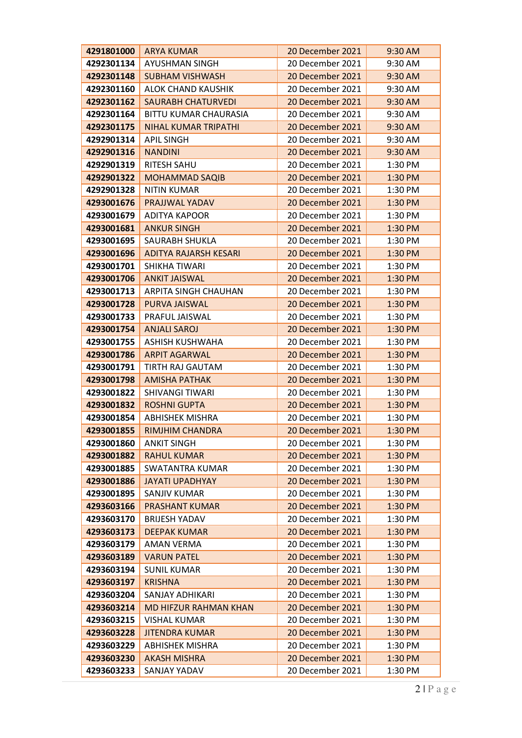| 4291801000 | ARYA KUMAR | 20 December 2021 | 9:30 AM |
|---|---|---|---|
| 4292301134 | AYUSHMAN SINGH | 20 December 2021 | 9:30 AM |
| 4292301148 | SUBHAM VISHWASH | 20 December 2021 | 9:30 AM |
| 4292301160 | ALOK CHAND KAUSHIK | 20 December 2021 | 9:30 AM |
| 4292301162 | SAURABH CHATURVEDI | 20 December 2021 | 9:30 AM |
| 4292301164 | BITTU KUMAR CHAURASIA | 20 December 2021 | 9:30 AM |
| 4292301175 | NIHAL KUMAR TRIPATHI | 20 December 2021 | 9:30 AM |
| 4292901314 | APIL SINGH | 20 December 2021 | 9:30 AM |
| 4292901316 | NANDINI | 20 December 2021 | 9:30 AM |
| 4292901319 | RITESH SAHU | 20 December 2021 | 1:30 PM |
| 4292901322 | MOHAMMAD SAQIB | 20 December 2021 | 1:30 PM |
| 4292901328 | NITIN KUMAR | 20 December 2021 | 1:30 PM |
| 4293001676 | PRAJJWAL YADAV | 20 December 2021 | 1:30 PM |
| 4293001679 | ADITYA KAPOOR | 20 December 2021 | 1:30 PM |
| 4293001681 | ANKUR SINGH | 20 December 2021 | 1:30 PM |
| 4293001695 | SAURABH SHUKLA | 20 December 2021 | 1:30 PM |
| 4293001696 | ADITYA RAJARSH KESARI | 20 December 2021 | 1:30 PM |
| 4293001701 | SHIKHA TIWARI | 20 December 2021 | 1:30 PM |
| 4293001706 | ANKIT JAISWAL | 20 December 2021 | 1:30 PM |
| 4293001713 | ARPITA SINGH CHAUHAN | 20 December 2021 | 1:30 PM |
| 4293001728 | PURVA JAISWAL | 20 December 2021 | 1:30 PM |
| 4293001733 | PRAFUL JAISWAL | 20 December 2021 | 1:30 PM |
| 4293001754 | ANJALI SAROJ | 20 December 2021 | 1:30 PM |
| 4293001755 | ASHISH KUSHWAHA | 20 December 2021 | 1:30 PM |
| 4293001786 | ARPIT AGARWAL | 20 December 2021 | 1:30 PM |
| 4293001791 | TIRTH RAJ GAUTAM | 20 December 2021 | 1:30 PM |
| 4293001798 | AMISHA PATHAK | 20 December 2021 | 1:30 PM |
| 4293001822 | SHIVANGI TIWARI | 20 December 2021 | 1:30 PM |
| 4293001832 | ROSHNI GUPTA | 20 December 2021 | 1:30 PM |
| 4293001854 | ABHISHEK MISHRA | 20 December 2021 | 1:30 PM |
| 4293001855 | RIMJHIM CHANDRA | 20 December 2021 | 1:30 PM |
| 4293001860 | ANKIT SINGH | 20 December 2021 | 1:30 PM |
| 4293001882 | RAHUL KUMAR | 20 December 2021 | 1:30 PM |
| 4293001885 | SWATANTRA KUMAR | 20 December 2021 | 1:30 PM |
| 4293001886 | JAYATI UPADHYAY | 20 December 2021 | 1:30 PM |
| 4293001895 | SANJIV KUMAR | 20 December 2021 | 1:30 PM |
| 4293603166 | PRASHANT KUMAR | 20 December 2021 | 1:30 PM |
| 4293603170 | BRIJESH YADAV | 20 December 2021 | 1:30 PM |
| 4293603173 | DEEPAK KUMAR | 20 December 2021 | 1:30 PM |
| 4293603179 | AMAN VERMA | 20 December 2021 | 1:30 PM |
| 4293603189 | VARUN PATEL | 20 December 2021 | 1:30 PM |
| 4293603194 | SUNIL KUMAR | 20 December 2021 | 1:30 PM |
| 4293603197 | KRISHNA | 20 December 2021 | 1:30 PM |
| 4293603204 | SANJAY ADHIKARI | 20 December 2021 | 1:30 PM |
| 4293603214 | MD HIFZUR RAHMAN KHAN | 20 December 2021 | 1:30 PM |
| 4293603215 | VISHAL KUMAR | 20 December 2021 | 1:30 PM |
| 4293603228 | JITENDRA KUMAR | 20 December 2021 | 1:30 PM |
| 4293603229 | ABHISHEK MISHRA | 20 December 2021 | 1:30 PM |
| 4293603230 | AKASH MISHRA | 20 December 2021 | 1:30 PM |
| 4293603233 | SANJAY YADAV | 20 December 2021 | 1:30 PM |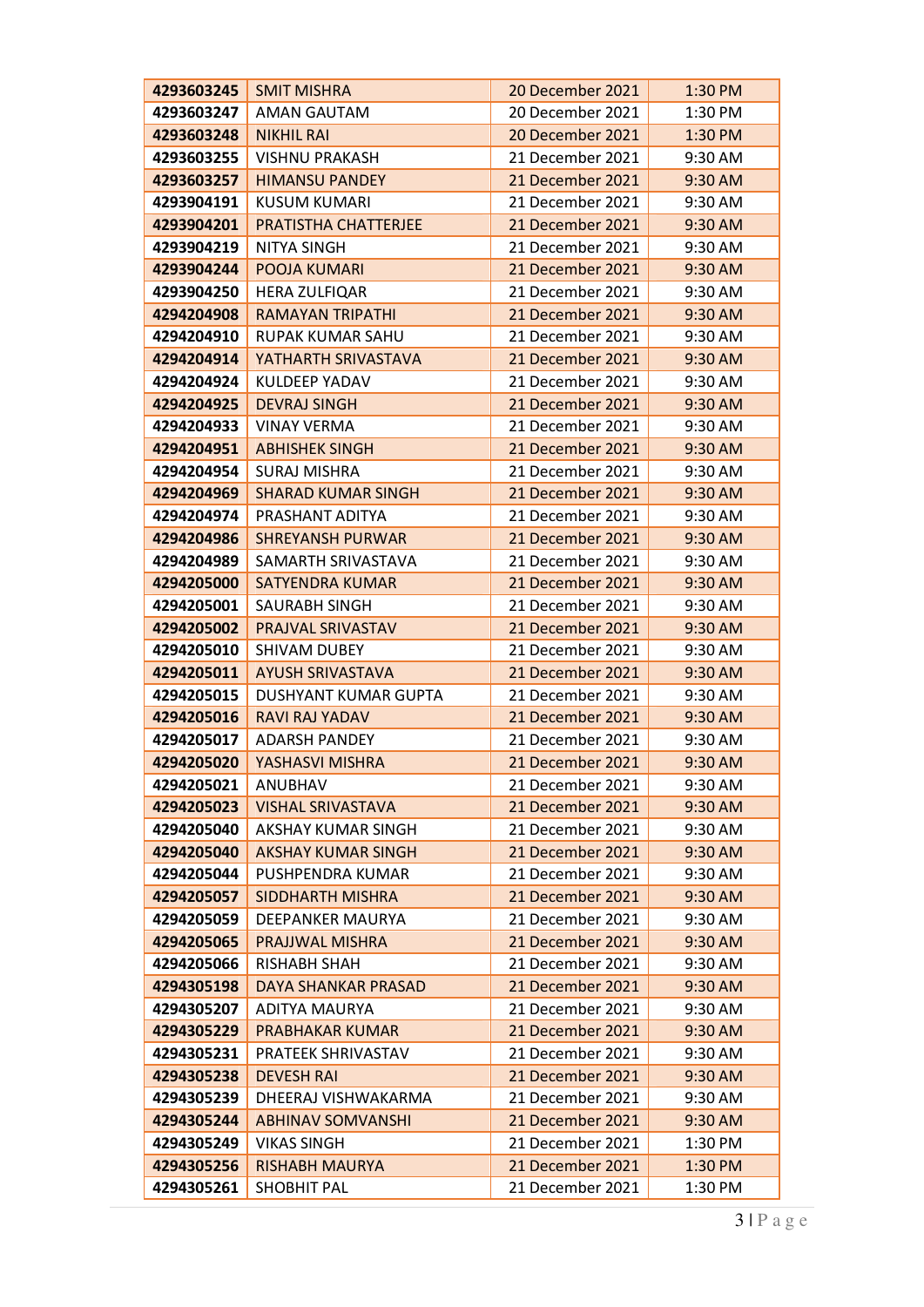| 4293603245 | SMIT MISHRA | 20 December 2021 | 1:30 PM |
|---|---|---|---|
| 4293603247 | AMAN GAUTAM | 20 December 2021 | 1:30 PM |
| 4293603248 | NIKHIL RAI | 20 December 2021 | 1:30 PM |
| 4293603255 | VISHNU PRAKASH | 21 December 2021 | 9:30 AM |
| 4293603257 | HIMANSU PANDEY | 21 December 2021 | 9:30 AM |
| 4293904191 | KUSUM KUMARI | 21 December 2021 | 9:30 AM |
| 4293904201 | PRATISTHA CHATTERJEE | 21 December 2021 | 9:30 AM |
| 4293904219 | NITYA SINGH | 21 December 2021 | 9:30 AM |
| 4293904244 | POOJA KUMARI | 21 December 2021 | 9:30 AM |
| 4293904250 | HERA ZULFIQAR | 21 December 2021 | 9:30 AM |
| 4294204908 | RAMAYAN TRIPATHI | 21 December 2021 | 9:30 AM |
| 4294204910 | RUPAK KUMAR SAHU | 21 December 2021 | 9:30 AM |
| 4294204914 | YATHARTH SRIVASTAVA | 21 December 2021 | 9:30 AM |
| 4294204924 | KULDEEP YADAV | 21 December 2021 | 9:30 AM |
| 4294204925 | DEVRAJ SINGH | 21 December 2021 | 9:30 AM |
| 4294204933 | VINAY VERMA | 21 December 2021 | 9:30 AM |
| 4294204951 | ABHISHEK SINGH | 21 December 2021 | 9:30 AM |
| 4294204954 | SURAJ MISHRA | 21 December 2021 | 9:30 AM |
| 4294204969 | SHARAD KUMAR SINGH | 21 December 2021 | 9:30 AM |
| 4294204974 | PRASHANT ADITYA | 21 December 2021 | 9:30 AM |
| 4294204986 | SHREYANSH PURWAR | 21 December 2021 | 9:30 AM |
| 4294204989 | SAMARTH SRIVASTAVA | 21 December 2021 | 9:30 AM |
| 4294205000 | SATYENDRA KUMAR | 21 December 2021 | 9:30 AM |
| 4294205001 | SAURABH SINGH | 21 December 2021 | 9:30 AM |
| 4294205002 | PRAJVAL SRIVASTAV | 21 December 2021 | 9:30 AM |
| 4294205010 | SHIVAM DUBEY | 21 December 2021 | 9:30 AM |
| 4294205011 | AYUSH SRIVASTAVA | 21 December 2021 | 9:30 AM |
| 4294205015 | DUSHYANT KUMAR GUPTA | 21 December 2021 | 9:30 AM |
| 4294205016 | RAVI RAJ YADAV | 21 December 2021 | 9:30 AM |
| 4294205017 | ADARSH PANDEY | 21 December 2021 | 9:30 AM |
| 4294205020 | YASHASVI MISHRA | 21 December 2021 | 9:30 AM |
| 4294205021 | ANUBHAV | 21 December 2021 | 9:30 AM |
| 4294205023 | VISHAL SRIVASTAVA | 21 December 2021 | 9:30 AM |
| 4294205040 | AKSHAY KUMAR SINGH | 21 December 2021 | 9:30 AM |
| 4294205040 | AKSHAY KUMAR SINGH | 21 December 2021 | 9:30 AM |
| 4294205044 | PUSHPENDRA KUMAR | 21 December 2021 | 9:30 AM |
| 4294205057 | SIDDHARTH MISHRA | 21 December 2021 | 9:30 AM |
| 4294205059 | DEEPANKER MAURYA | 21 December 2021 | 9:30 AM |
| 4294205065 | PRAJJWAL MISHRA | 21 December 2021 | 9:30 AM |
| 4294205066 | RISHABH SHAH | 21 December 2021 | 9:30 AM |
| 4294305198 | DAYA SHANKAR PRASAD | 21 December 2021 | 9:30 AM |
| 4294305207 | ADITYA MAURYA | 21 December 2021 | 9:30 AM |
| 4294305229 | PRABHAKAR KUMAR | 21 December 2021 | 9:30 AM |
| 4294305231 | PRATEEK SHRIVASTAV | 21 December 2021 | 9:30 AM |
| 4294305238 | DEVESH RAI | 21 December 2021 | 9:30 AM |
| 4294305239 | DHEERAJ VISHWAKARMA | 21 December 2021 | 9:30 AM |
| 4294305244 | ABHINAV SOMVANSHI | 21 December 2021 | 9:30 AM |
| 4294305249 | VIKAS SINGH | 21 December 2021 | 1:30 PM |
| 4294305256 | RISHABH MAURYA | 21 December 2021 | 1:30 PM |
| 4294305261 | SHOBHIT PAL | 21 December 2021 | 1:30 PM |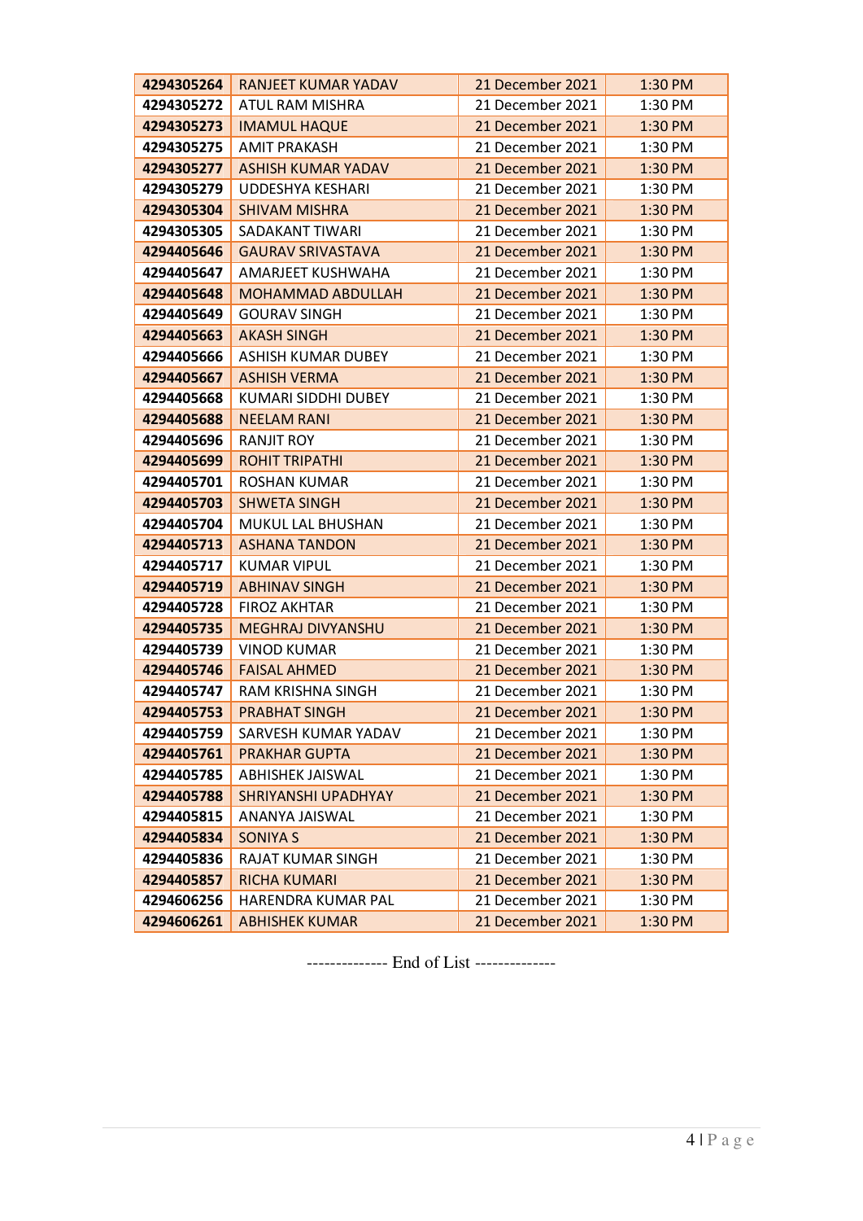| | | | |
|---|---|---|---|
| **4294305264** | RANJEET KUMAR YADAV | 21 December 2021 | 1:30 PM |
| **4294305272** | ATUL RAM MISHRA | 21 December 2021 | 1:30 PM |
| **4294305273** | IMAMUL HAQUE | 21 December 2021 | 1:30 PM |
| **4294305275** | AMIT PRAKASH | 21 December 2021 | 1:30 PM |
| **4294305277** | ASHISH KUMAR YADAV | 21 December 2021 | 1:30 PM |
| **4294305279** | UDDESHYA KESHARI | 21 December 2021 | 1:30 PM |
| **4294305304** | SHIVAM MISHRA | 21 December 2021 | 1:30 PM |
| **4294305305** | SADAKANT TIWARI | 21 December 2021 | 1:30 PM |
| **4294405646** | GAURAV SRIVASTAVA | 21 December 2021 | 1:30 PM |
| **4294405647** | AMARJEET KUSHWAHA | 21 December 2021 | 1:30 PM |
| **4294405648** | MOHAMMAD ABDULLAH | 21 December 2021 | 1:30 PM |
| **4294405649** | GOURAV SINGH | 21 December 2021 | 1:30 PM |
| **4294405663** | AKASH SINGH | 21 December 2021 | 1:30 PM |
| **4294405666** | ASHISH KUMAR DUBEY | 21 December 2021 | 1:30 PM |
| **4294405667** | ASHISH VERMA | 21 December 2021 | 1:30 PM |
| **4294405668** | KUMARI SIDDHI DUBEY | 21 December 2021 | 1:30 PM |
| **4294405688** | NEELAM RANI | 21 December 2021 | 1:30 PM |
| **4294405696** | RANJIT ROY | 21 December 2021 | 1:30 PM |
| **4294405699** | ROHIT TRIPATHI | 21 December 2021 | 1:30 PM |
| **4294405701** | ROSHAN KUMAR | 21 December 2021 | 1:30 PM |
| **4294405703** | SHWETA SINGH | 21 December 2021 | 1:30 PM |
| **4294405704** | MUKUL LAL BHUSHAN | 21 December 2021 | 1:30 PM |
| **4294405713** | ASHANA TANDON | 21 December 2021 | 1:30 PM |
| **4294405717** | KUMAR VIPUL | 21 December 2021 | 1:30 PM |
| **4294405719** | ABHINAV SINGH | 21 December 2021 | 1:30 PM |
| **4294405728** | FIROZ AKHTAR | 21 December 2021 | 1:30 PM |
| **4294405735** | MEGHRAJ DIVYANSHU | 21 December 2021 | 1:30 PM |
| **4294405739** | VINOD KUMAR | 21 December 2021 | 1:30 PM |
| **4294405746** | FAISAL AHMED | 21 December 2021 | 1:30 PM |
| **4294405747** | RAM KRISHNA SINGH | 21 December 2021 | 1:30 PM |
| **4294405753** | PRABHAT SINGH | 21 December 2021 | 1:30 PM |
| **4294405759** | SARVESH KUMAR YADAV | 21 December 2021 | 1:30 PM |
| **4294405761** | PRAKHAR GUPTA | 21 December 2021 | 1:30 PM |
| **4294405785** | ABHISHEK JAISWAL | 21 December 2021 | 1:30 PM |
| **4294405788** | SHRIYANSHI UPADHYAY | 21 December 2021 | 1:30 PM |
| **4294405815** | ANANYA JAISWAL | 21 December 2021 | 1:30 PM |
| **4294405834** | SONIYA S | 21 December 2021 | 1:30 PM |
| **4294405836** | RAJAT KUMAR SINGH | 21 December 2021 | 1:30 PM |
| **4294405857** | RICHA KUMARI | 21 December 2021 | 1:30 PM |
| **4294606256** | HARENDRA KUMAR PAL | 21 December 2021 | 1:30 PM |
| **4294606261** | ABHISHEK KUMAR | 21 December 2021 | 1:30 PM |

-------------- End of List --------------